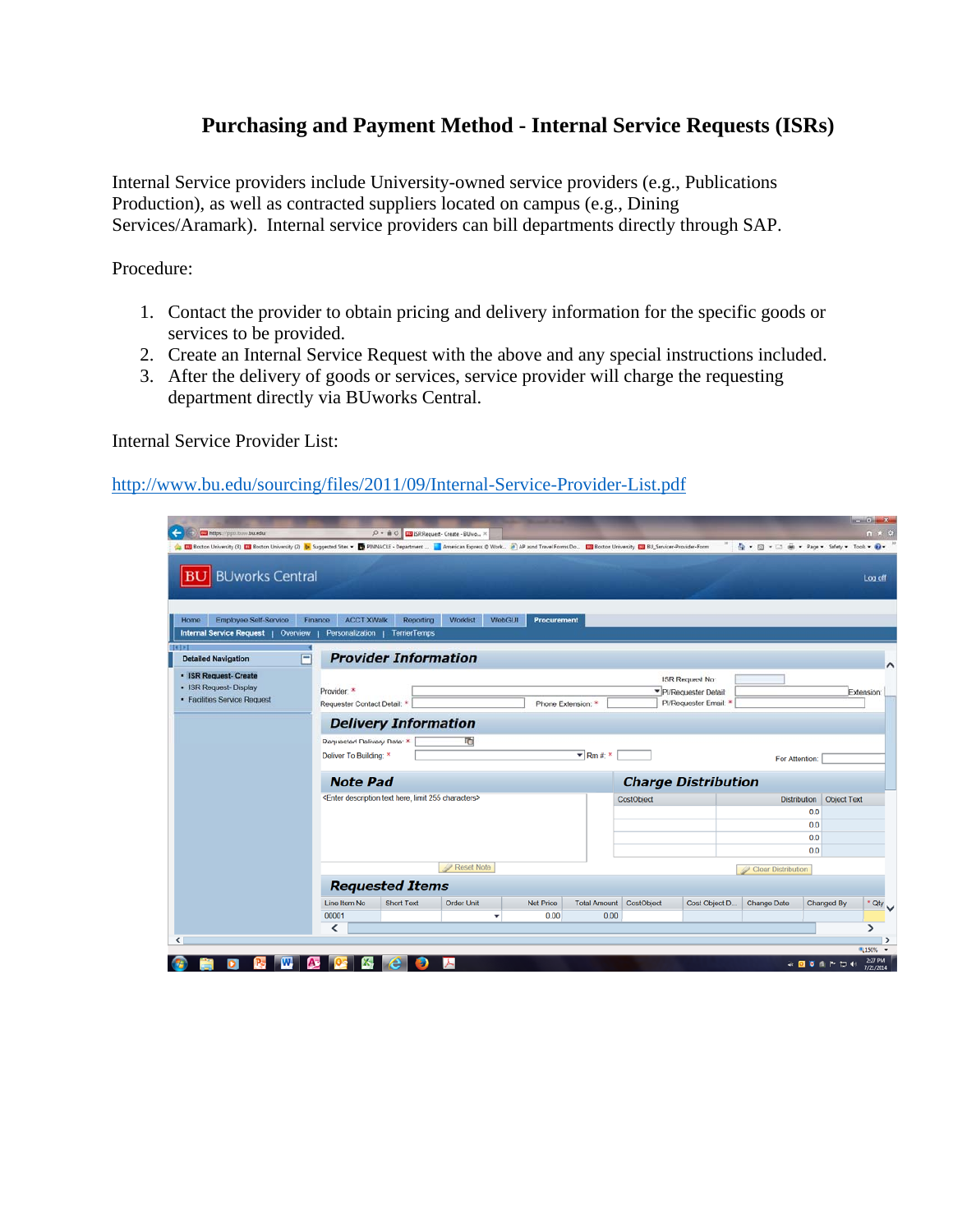# Purchasing and Payment Method - Internal Service Requests (ISRs)

Internal Service providers include University-owned service providers (e.g., Publications Production), as well as contracted suppliers located on campus (e.g., Dining Services/Aramark). Internal service providers can bill departments directly through SAP.

Procedure:

1. Contact the provider to obtain pricing and delivery information for the specific goods or services to be provided.
2. Create an Internal Service Request with the above and any special instructions included.
3. After the delivery of goods or services, service provider will charge the requesting department directly via BUworks Central.

Internal Service Provider List:

http://www.bu.edu/sourcing/files/2011/09/Internal-Service-Provider-List.pdf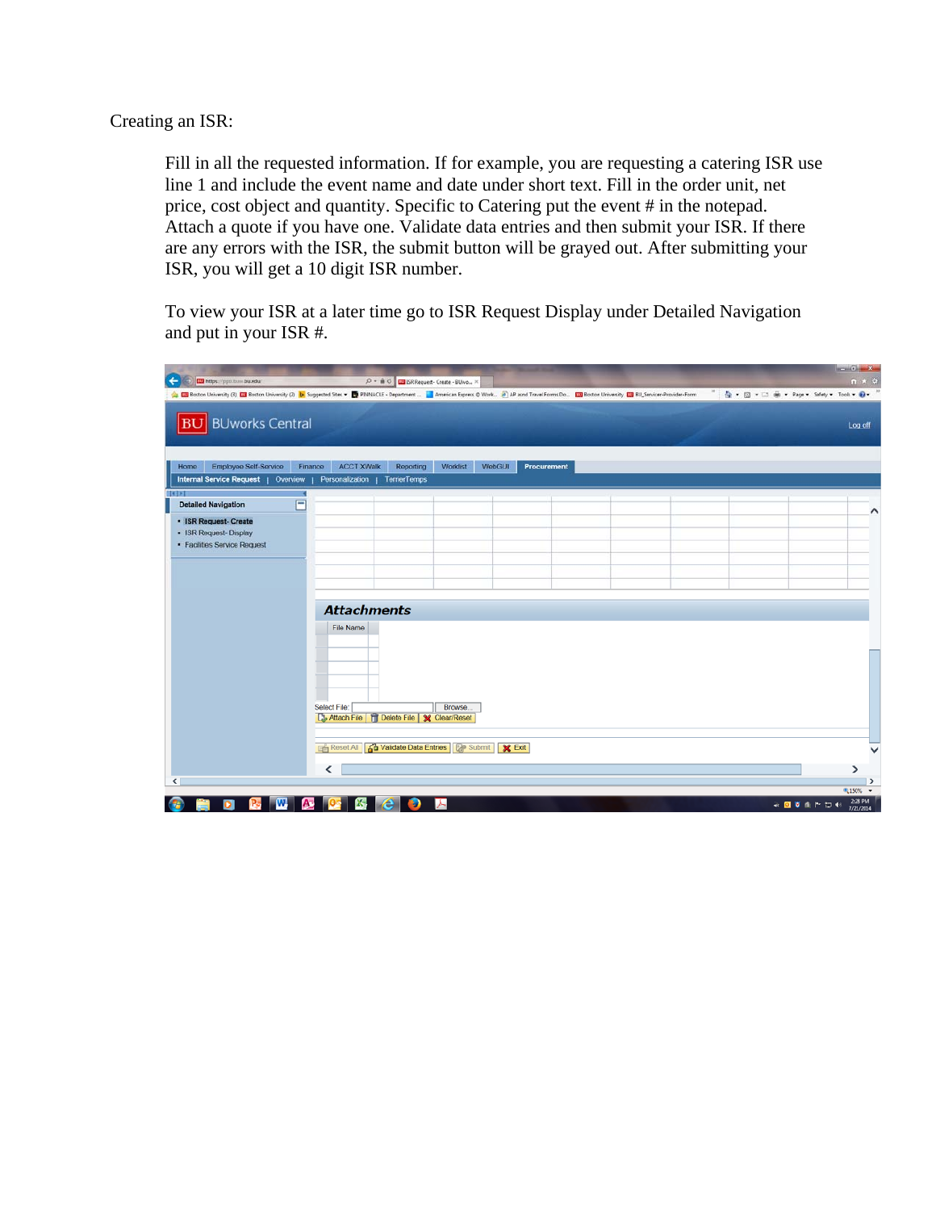Creating an ISR:

Fill in all the requested information. If for example, you are requesting a catering ISR use line 1 and include the event name and date under short text. Fill in the order unit, net price, cost object and quantity. Specific to Catering put the event # in the notepad. Attach a quote if you have one. Validate data entries and then submit your ISR. If there are any errors with the ISR, the submit button will be grayed out. After submitting your ISR, you will get a 10 digit ISR number.

To view your ISR at a later time go to ISR Request Display under Detailed Navigation and put in your ISR #.